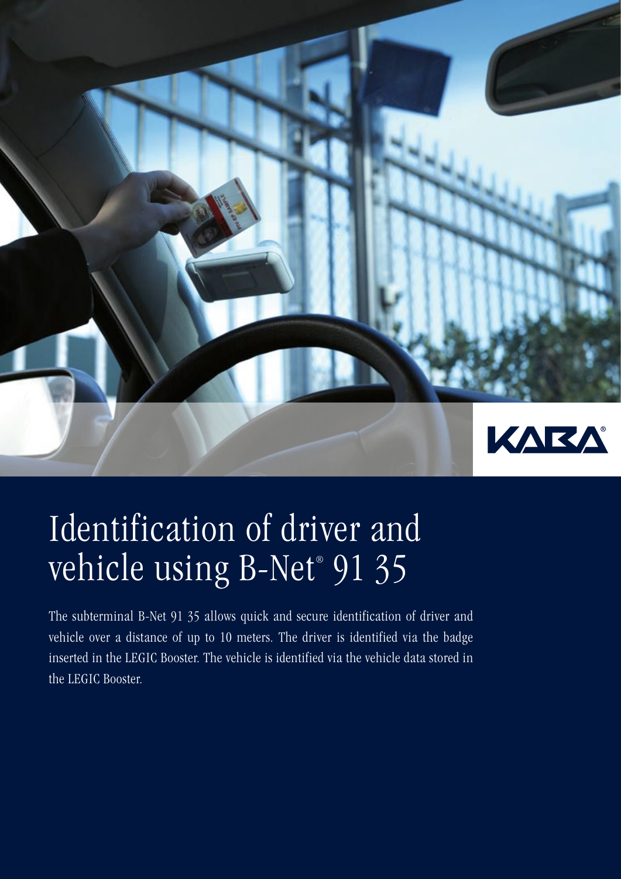# Identification of driver and vehicle using B-Net® 91 35

The subterminal B-Net 91 35 allows quick and secure identification of driver and vehicle over a distance of up to 10 meters. The driver is identified via the badge inserted in the LEGIC Booster. The vehicle is identified via the vehicle data stored in the LEGIC Booster.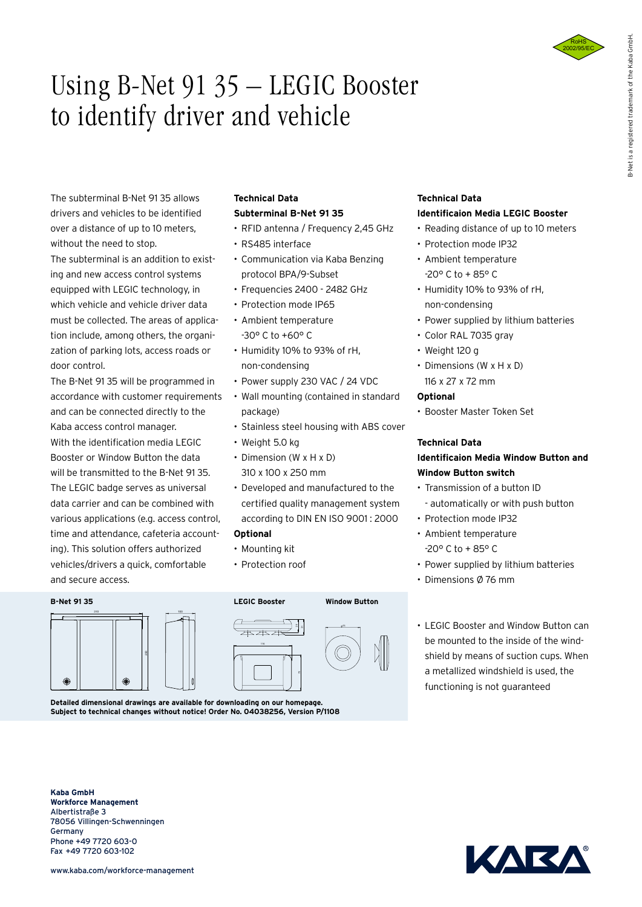# Using B-Net 91 35 – LEGIC Booster to identify driver and vehicle

The subterminal B-Net 91 35 allows drivers and vehicles to be identified over a distance of up to 10 meters, without the need to stop.

The subterminal is an addition to existing and new access control systems equipped with LEGIC technology, in which vehicle and vehicle driver data must be collected. The areas of application include, among others, the organization of parking lots, access roads or door control.

The B-Net 91 35 will be programmed in accordance with customer requirements and can be connected directly to the Kaba access control manager.

With the identification media LEGIC Booster or Window Button the data will be transmitted to the B-Net 91 35. The LEGIC badge serves as universal data carrier and can be combined with various applications (e.g. access control, time and attendance, cafeteria accounting). This solution offers authorized vehicles/drivers a quick, comfortable and secure access.

**Technical Data**
**Subterminal B-Net 91 35**

- RFID antenna / Frequency 2,45 GHz
- RS485 interface
- Communication via Kaba Benzing protocol BPA/9-Subset
- Frequencies 2400 - 2482 GHz
- Protection mode IP65
- Ambient temperature -30° C to +60° C
- Humidity 10% to 93% of rH, non-condensing
- Power supply 230 VAC / 24 VDC
- Wall mounting (contained in standard package)
- Stainless steel housing with ABS cover
- Weight 5.0 kg
- Dimension (W x H x D) 310 x 100 x 250 mm
- Developed and manufactured to the certified quality management system according to DIN EN ISO 9001 : 2000

**Optional**

- Mounting kit
- Protection roof

**Technical Data**
**Identificaion Media LEGIC Booster**

- Reading distance of up to 10 meters
- Protection mode IP32
- Ambient temperature -20° C to + 85° C
- Humidity 10% to 93% of rH, non-condensing
- Power supplied by lithium batteries
- Color RAL 7035 gray
- Weight 120 g
- Dimensions (W x H x D) 116 x 27 x 72 mm

**Optional**

- Booster Master Token Set

**Technical Data**
**Identificaion Media Window Button and Window Button switch**

- Transmission of a button ID - automatically or with push button
- Protection mode IP32
- Ambient temperature -20° C to + 85° C
- Power supplied by lithium batteries
- Dimensions Ø 76 mm

**B-Net 91 35**

**LEGIC Booster**

**Window Button**

**Detailed dimensional drawings are available for downloading on our homepage.**
**Subject to technical changes without notice! Order No. 04038256, Version P/1108**

- LEGIC Booster and Window Button can be mounted to the inside of the windshield by means of suction cups. When a metallized windshield is used, the functioning is not guaranteed

RoHS 2002/95/EC

B-Net is a registered trademark of the Kaba GmbH.

**Kaba GmbH**
**Workforce Management**
Albertistraße 3
78056 Villingen-Schwenningen
Germany
Phone +49 7720 603-0
Fax +49 7720 603-102

www.kaba.com/workforce-management

KABA®